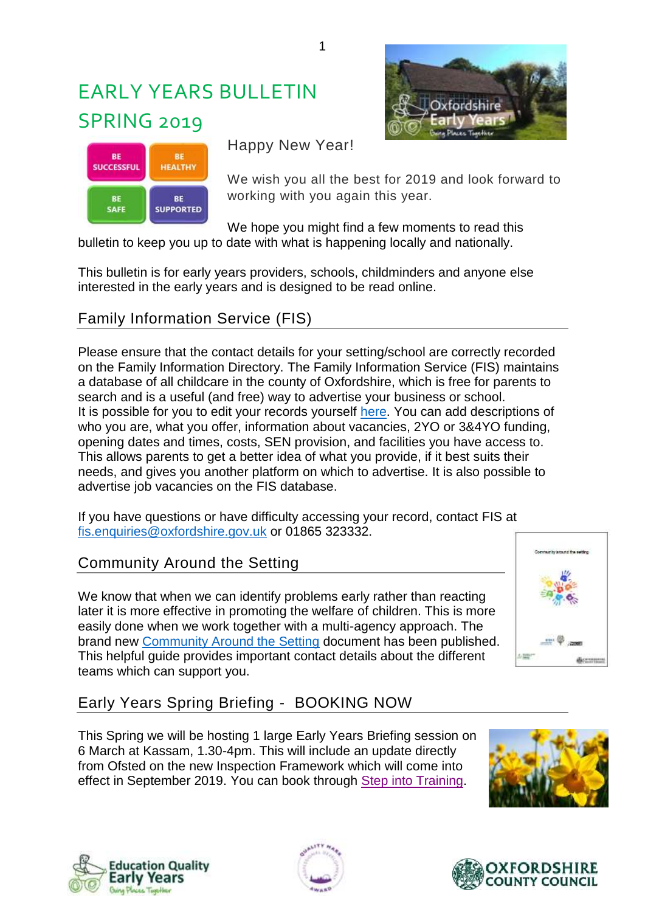# EARLY YEARS BULLETIN SPRING 2019

Happy New Year!

We wish you all the best for 2019 and look forward to working with you again this year.

We hope you might find a few moments to read this bulletin to keep you up to date with what is happening locally and nationally.

This bulletin is for early years providers, schools, childminders and anyone else interested in the early years and is designed to be read online.

## Family Information Service (FIS)

Please ensure that the contact details for your setting/school are correctly recorded on the Family Information Directory. The Family Information Service (FIS) maintains a database of all childcare in the county of Oxfordshire, which is free for parents to search and is a useful (and free) way to advertise your business or school. It is possible for you to edit your records yourself here. You can add descriptions of who you are, what you offer, information about vacancies, 2YO or 3&4YO funding, opening dates and times, costs, SEN provision, and facilities you have access to. This allows parents to get a better idea of what you provide, if it best suits their needs, and gives you another platform on which to advertise. It is also possible to advertise job vacancies on the FIS database.

If you have questions or have difficulty accessing your record, contact FIS at fis.enquiries@oxfordshire.gov.uk or 01865 323332.

## Community Around the Setting

We know that when we can identify problems early rather than reacting later it is more effective in promoting the welfare of children. This is more easily done when we work together with a multi-agency approach. The brand new Community Around the Setting document has been published. This helpful guide provides important contact details about the different teams which can support you.

## Early Years Spring Briefing - BOOKING NOW

This Spring we will be hosting 1 large Early Years Briefing session on 6 March at Kassam, 1.30-4pm. This will include an update directly from Ofsted on the new Inspection Framework which will come into effect in September 2019. You can book through Step into Training.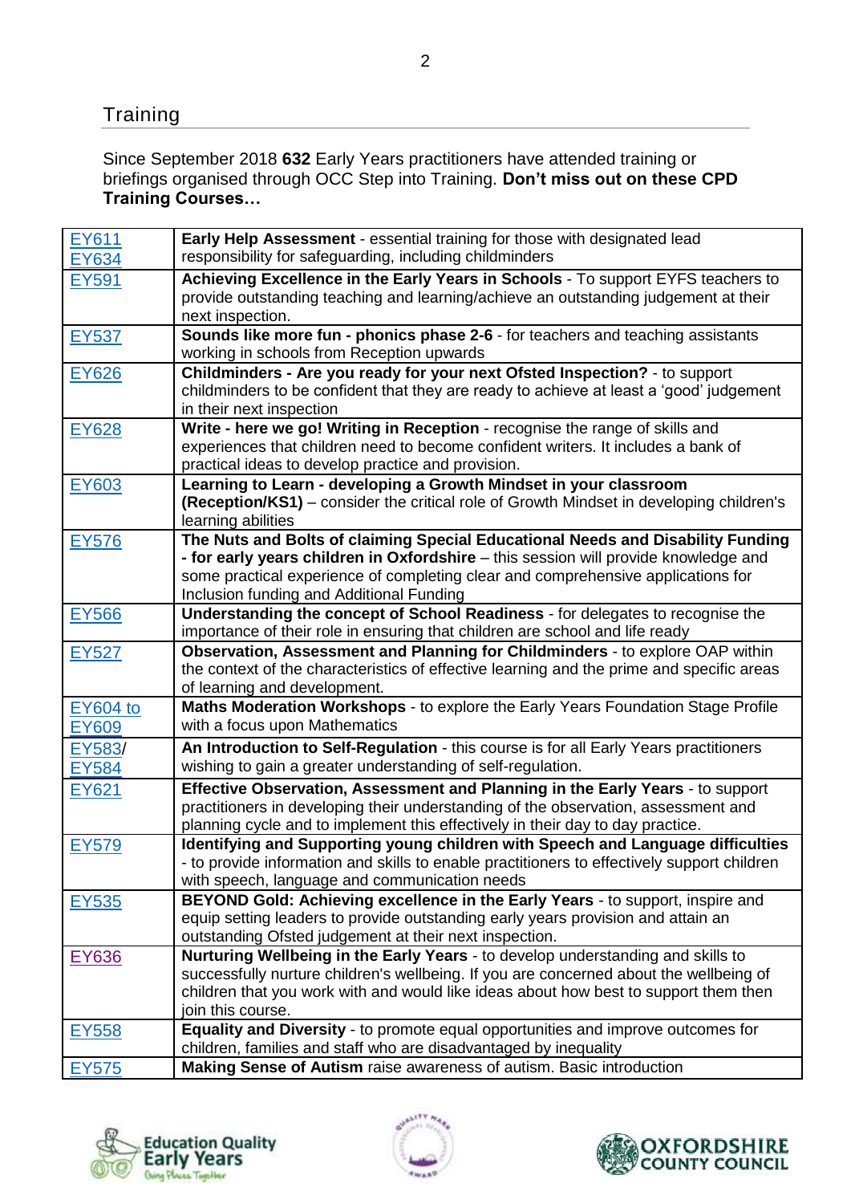## Training

Since September 2018 **632** Early Years practitioners have attended training or briefings organised through OCC Step into Training. **Don't miss out on these CPD Training Courses…**

| | |
|---|---|
| EY611 EY634 | **Early Help Assessment** - essential training for those with designated lead responsibility for safeguarding, including childminders |
| EY591 | **Achieving Excellence in the Early Years in Schools** - To support EYFS teachers to provide outstanding teaching and learning/achieve an outstanding judgement at their next inspection. |
| EY537 | **Sounds like more fun - phonics phase 2-6** - for teachers and teaching assistants working in schools from Reception upwards |
| EY626 | **Childminders - Are you ready for your next Ofsted Inspection?** - to support childminders to be confident that they are ready to achieve at least a 'good' judgement in their next inspection |
| EY628 | **Write - here we go! Writing in Reception** - recognise the range of skills and experiences that children need to become confident writers. It includes a bank of practical ideas to develop practice and provision. |
| EY603 | **Learning to Learn - developing a Growth Mindset in your classroom (Reception/KS1)** – consider the critical role of Growth Mindset in developing children's learning abilities |
| EY576 | **The Nuts and Bolts of claiming Special Educational Needs and Disability Funding - for early years children in Oxfordshire** – this session will provide knowledge and some practical experience of completing clear and comprehensive applications for Inclusion funding and Additional Funding |
| EY566 | **Understanding the concept of School Readiness** - for delegates to recognise the importance of their role in ensuring that children are school and life ready |
| EY527 | **Observation, Assessment and Planning for Childminders** - to explore OAP within the context of the characteristics of effective learning and the prime and specific areas of learning and development. |
| EY604 to EY609 | **Maths Moderation Workshops** - to explore the Early Years Foundation Stage Profile with a focus upon Mathematics |
| EY583/ EY584 | **An Introduction to Self-Regulation** - this course is for all Early Years practitioners wishing to gain a greater understanding of self-regulation. |
| EY621 | **Effective Observation, Assessment and Planning in the Early Years** - to support practitioners in developing their understanding of the observation, assessment and planning cycle and to implement this effectively in their day to day practice. |
| EY579 | **Identifying and Supporting young children with Speech and Language difficulties** - to provide information and skills to enable practitioners to effectively support children with speech, language and communication needs |
| EY535 | **BEYOND Gold: Achieving excellence in the Early Years** - to support, inspire and equip setting leaders to provide outstanding early years provision and attain an outstanding Ofsted judgement at their next inspection. |
| EY636 | **Nurturing Wellbeing in the Early Years** - to develop understanding and skills to successfully nurture children's wellbeing. If you are concerned about the wellbeing of children that you work with and would like ideas about how best to support them then join this course. |
| EY558 | **Equality and Diversity** - to promote equal opportunities and improve outcomes for children, families and staff who are disadvantaged by inequality |
| EY575 | **Making Sense of Autism** raise awareness of autism. Basic introduction |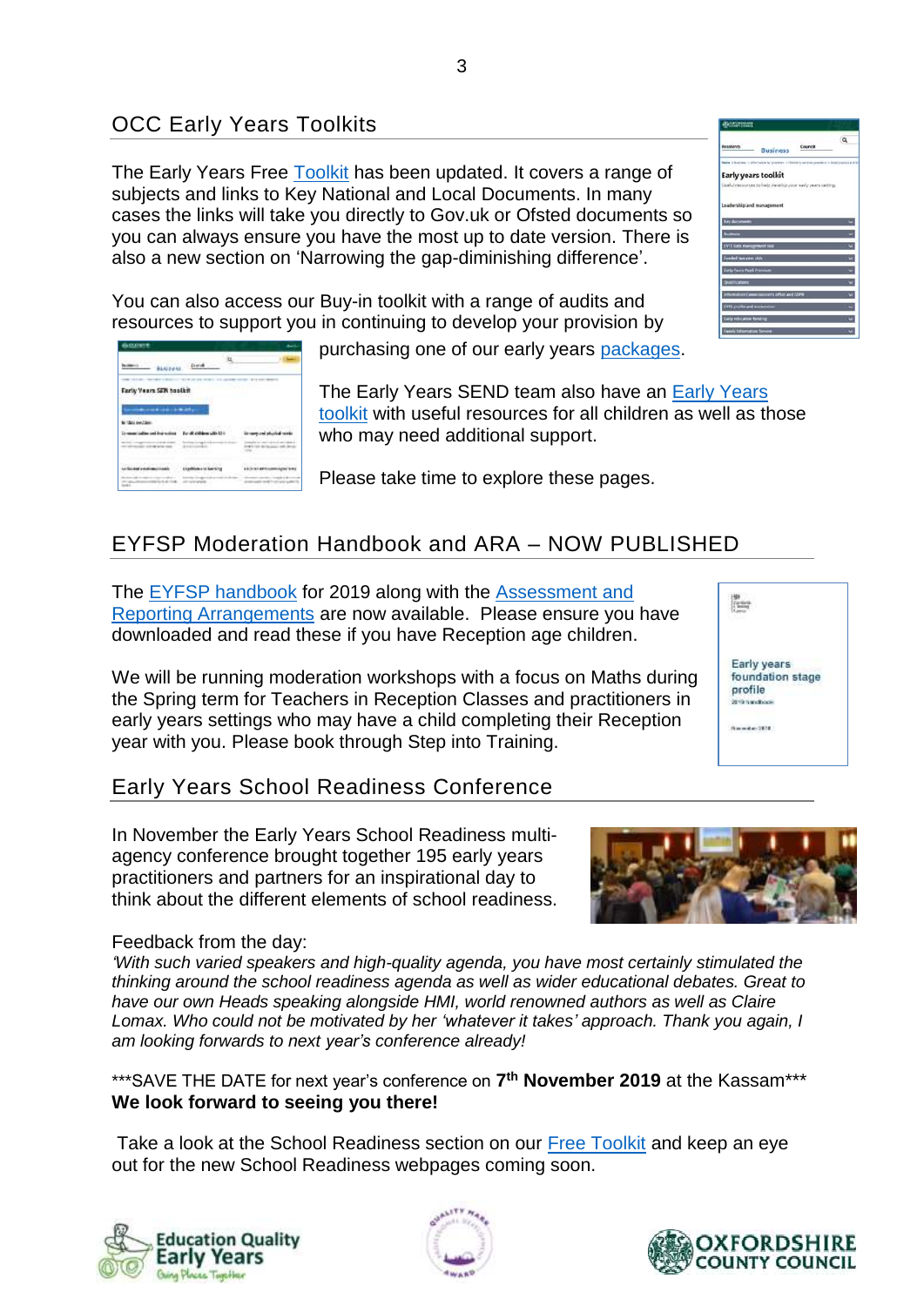## OCC Early Years Toolkits

The Early Years Free Toolkit has been updated. It covers a range of subjects and links to Key National and Local Documents. In many cases the links will take you directly to Gov.uk or Ofsted documents so you can always ensure you have the most up to date version. There is also a new section on 'Narrowing the gap-diminishing difference'.

You can also access our Buy-in toolkit with a range of audits and resources to support you in continuing to develop your provision by purchasing one of our early years packages.

The Early Years SEND team also have an Early Years toolkit with useful resources for all children as well as those who may need additional support.

Please take time to explore these pages.

## EYFSP Moderation Handbook and ARA – NOW PUBLISHED

The EYFSP handbook for 2019 along with the Assessment and Reporting Arrangements are now available. Please ensure you have downloaded and read these if you have Reception age children.

We will be running moderation workshops with a focus on Maths during the Spring term for Teachers in Reception Classes and practitioners in early years settings who may have a child completing their Reception year with you. Please book through Step into Training.

## Early Years School Readiness Conference

In November the Early Years School Readiness multi-agency conference brought together 195 early years practitioners and partners for an inspirational day to think about the different elements of school readiness.

Feedback from the day:

*'With such varied speakers and high-quality agenda, you have most certainly stimulated the thinking around the school readiness agenda as well as wider educational debates. Great to have our own Heads speaking alongside HMI, world renowned authors as well as Claire Lomax. Who could not be motivated by her 'whatever it takes' approach. Thank you again, I am looking forwards to next year's conference already!*

***SAVE THE DATE for next year's conference on **7th November 2019** at the Kassam***
**We look forward to seeing you there!**

Take a look at the School Readiness section on our Free Toolkit and keep an eye out for the new School Readiness webpages coming soon.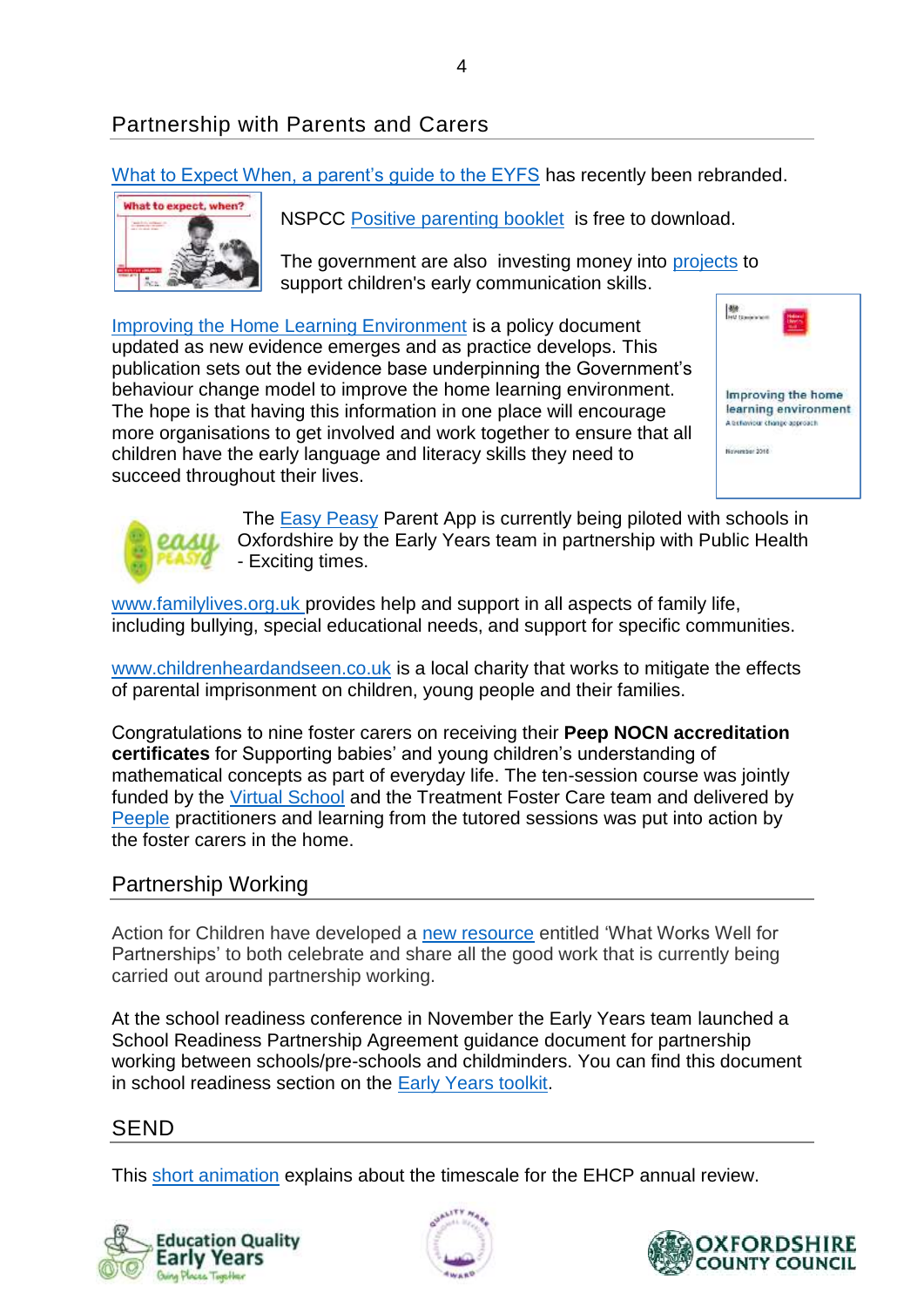## Partnership with Parents and Carers

What to Expect When, a parent's guide to the EYFS has recently been rebranded.

NSPCC Positive parenting booklet is free to download.

The government are also investing money into projects to support children's early communication skills.

Improving the Home Learning Environment is a policy document updated as new evidence emerges and as practice develops. This publication sets out the evidence base underpinning the Government's behaviour change model to improve the home learning environment. The hope is that having this information in one place will encourage more organisations to get involved and work together to ensure that all children have the early language and literacy skills they need to succeed throughout their lives.

The Easy Peasy Parent App is currently being piloted with schools in Oxfordshire by the Early Years team in partnership with Public Health - Exciting times.

www.familylives.org.uk provides help and support in all aspects of family life, including bullying, special educational needs, and support for specific communities.

www.childrenheardandseen.co.uk is a local charity that works to mitigate the effects of parental imprisonment on children, young people and their families.

Congratulations to nine foster carers on receiving their **Peep NOCN accreditation certificates** for Supporting babies' and young children's understanding of mathematical concepts as part of everyday life. The ten-session course was jointly funded by the Virtual School and the Treatment Foster Care team and delivered by Peeple practitioners and learning from the tutored sessions was put into action by the foster carers in the home.

## Partnership Working

Action for Children have developed a new resource entitled 'What Works Well for Partnerships' to both celebrate and share all the good work that is currently being carried out around partnership working.

At the school readiness conference in November the Early Years team launched a School Readiness Partnership Agreement guidance document for partnership working between schools/pre-schools and childminders. You can find this document in school readiness section on the Early Years toolkit.

## SEND

This short animation explains about the timescale for the EHCP annual review.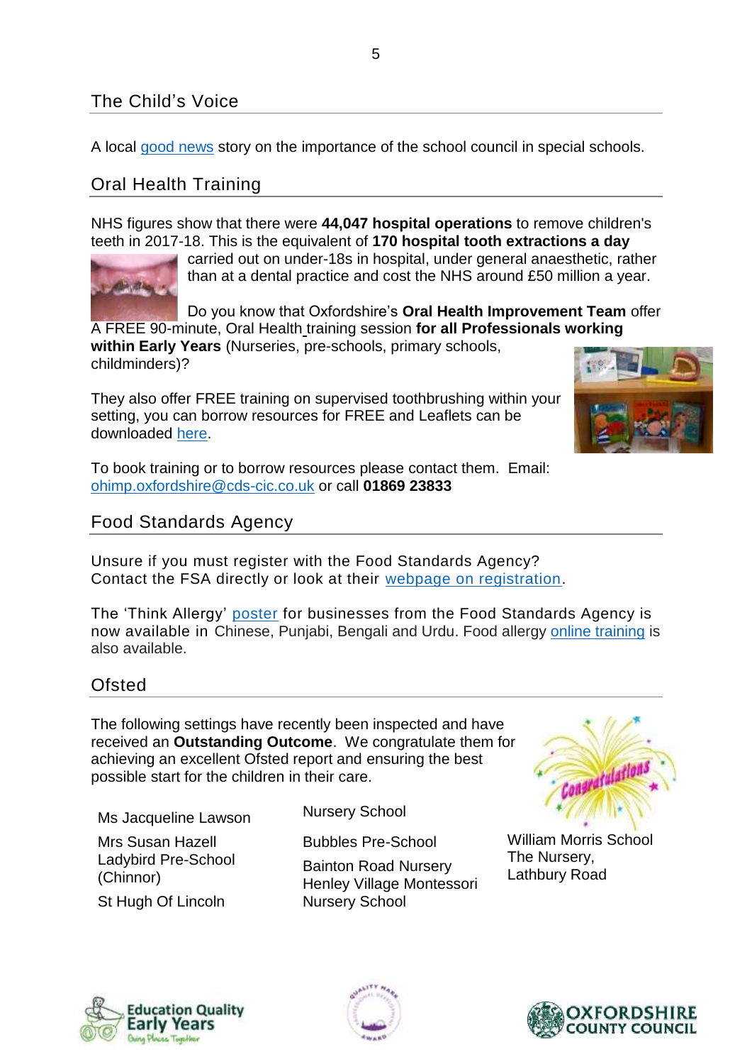## The Child's Voice

A local good news story on the importance of the school council in special schools.

## Oral Health Training

NHS figures show that there were **44,047 hospital operations** to remove children's teeth in 2017-18. This is the equivalent of **170 hospital tooth extractions a day** carried out on under-18s in hospital, under general anaesthetic, rather than at a dental practice and cost the NHS around £50 million a year.

Do you know that Oxfordshire's **Oral Health Improvement Team** offer A FREE 90-minute, Oral Health training session **for all Professionals working within Early Years** (Nurseries, pre-schools, primary schools, childminders)?

They also offer FREE training on supervised toothbrushing within your setting, you can borrow resources for FREE and Leaflets can be downloaded here.

To book training or to borrow resources please contact them. Email: ohimp.oxfordshire@cds-cic.co.uk or call **01869 23833**

## Food Standards Agency

Unsure if you must register with the Food Standards Agency? Contact the FSA directly or look at their webpage on registration.

The 'Think Allergy' poster for businesses from the Food Standards Agency is now available in Chinese, Punjabi, Bengali and Urdu. Food allergy online training is also available.

## Ofsted

The following settings have recently been inspected and have received an **Outstanding Outcome**. We congratulate them for achieving an excellent Ofsted report and ensuring the best possible start for the children in their care.

- Ms Jacqueline Lawson
- Mrs Susan Hazell
- Ladybird Pre-School (Chinnor)
- St Hugh Of Lincoln
- Nursery School
- Bubbles Pre-School
- Bainton Road Nursery
- Henley Village Montessori Nursery School
- William Morris School The Nursery, Lathbury Road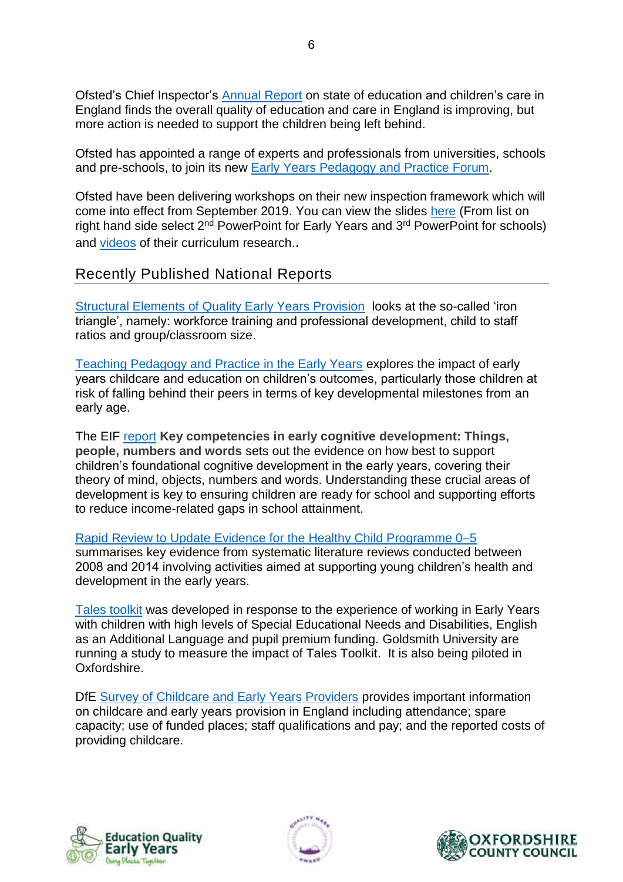Ofsted's Chief Inspector's Annual Report on state of education and children's care in England finds the overall quality of education and care in England is improving, but more action is needed to support the children being left behind.

Ofsted has appointed a range of experts and professionals from universities, schools and pre-schools, to join its new Early Years Pedagogy and Practice Forum.

Ofsted have been delivering workshops on their new inspection framework which will come into effect from September 2019. You can view the slides here (From list on right hand side select 2nd PowerPoint for Early Years and 3rd PowerPoint for schools) and videos of their curriculum research..

## Recently Published National Reports

Structural Elements of Quality Early Years Provision looks at the so-called 'iron triangle', namely: workforce training and professional development, child to staff ratios and group/classroom size.

Teaching Pedagogy and Practice in the Early Years explores the impact of early years childcare and education on children's outcomes, particularly those children at risk of falling behind their peers in terms of key developmental milestones from an early age.

The EIF report **Key competencies in early cognitive development: Things, people, numbers and words** sets out the evidence on how best to support children's foundational cognitive development in the early years, covering their theory of mind, objects, numbers and words. Understanding these crucial areas of development is key to ensuring children are ready for school and supporting efforts to reduce income-related gaps in school attainment.

Rapid Review to Update Evidence for the Healthy Child Programme 0–5 summarises key evidence from systematic literature reviews conducted between 2008 and 2014 involving activities aimed at supporting young children's health and development in the early years.

Tales toolkit was developed in response to the experience of working in Early Years with children with high levels of Special Educational Needs and Disabilities, English as an Additional Language and pupil premium funding. Goldsmith University are running a study to measure the impact of Tales Toolkit. It is also being piloted in Oxfordshire.

DfE Survey of Childcare and Early Years Providers provides important information on childcare and early years provision in England including attendance; spare capacity; use of funded places; staff qualifications and pay; and the reported costs of providing childcare.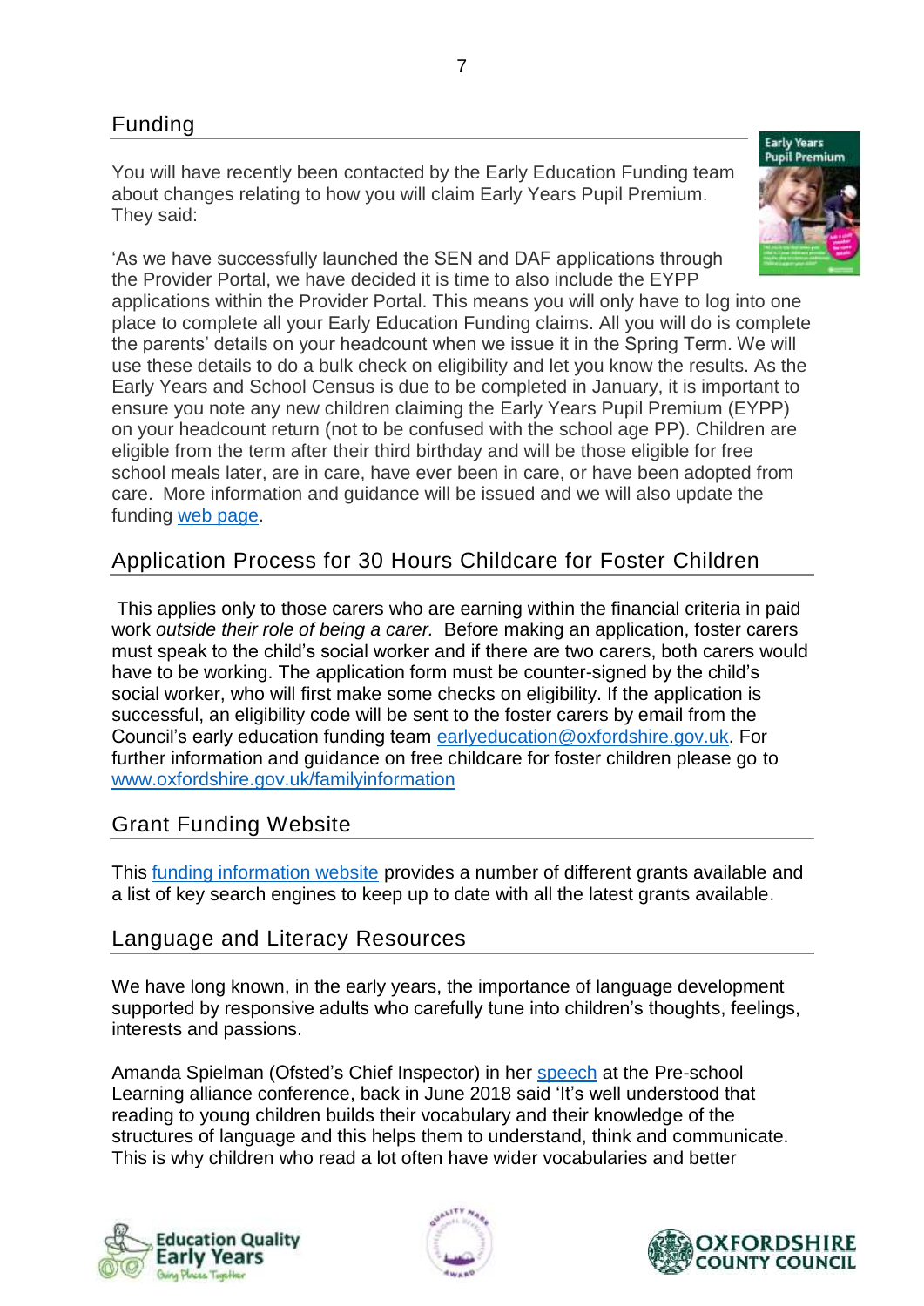## Funding

You will have recently been contacted by the Early Education Funding team about changes relating to how you will claim Early Years Pupil Premium. They said:

'As we have successfully launched the SEN and DAF applications through the Provider Portal, we have decided it is time to also include the EYPP applications within the Provider Portal. This means you will only have to log into one place to complete all your Early Education Funding claims. All you will do is complete the parents' details on your headcount when we issue it in the Spring Term. We will use these details to do a bulk check on eligibility and let you know the results. As the Early Years and School Census is due to be completed in January, it is important to ensure you note any new children claiming the Early Years Pupil Premium (EYPP) on your headcount return (not to be confused with the school age PP). Children are eligible from the term after their third birthday and will be those eligible for free school meals later, are in care, have ever been in care, or have been adopted from care. More information and guidance will be issued and we will also update the funding web page.

## Application Process for 30 Hours Childcare for Foster Children

This applies only to those carers who are earning within the financial criteria in paid work *outside their role of being a carer.* Before making an application, foster carers must speak to the child's social worker and if there are two carers, both carers would have to be working. The application form must be counter-signed by the child's social worker, who will first make some checks on eligibility. If the application is successful, an eligibility code will be sent to the foster carers by email from the Council's early education funding team earlyeducation@oxfordshire.gov.uk. For further information and guidance on free childcare for foster children please go to www.oxfordshire.gov.uk/familyinformation

## Grant Funding Website

This funding information website provides a number of different grants available and a list of key search engines to keep up to date with all the latest grants available.

## Language and Literacy Resources

We have long known, in the early years, the importance of language development supported by responsive adults who carefully tune into children's thoughts, feelings, interests and passions.

Amanda Spielman (Ofsted's Chief Inspector) in her speech at the Pre-school Learning alliance conference, back in June 2018 said 'It's well understood that reading to young children builds their vocabulary and their knowledge of the structures of language and this helps them to understand, think and communicate. This is why children who read a lot often have wider vocabularies and better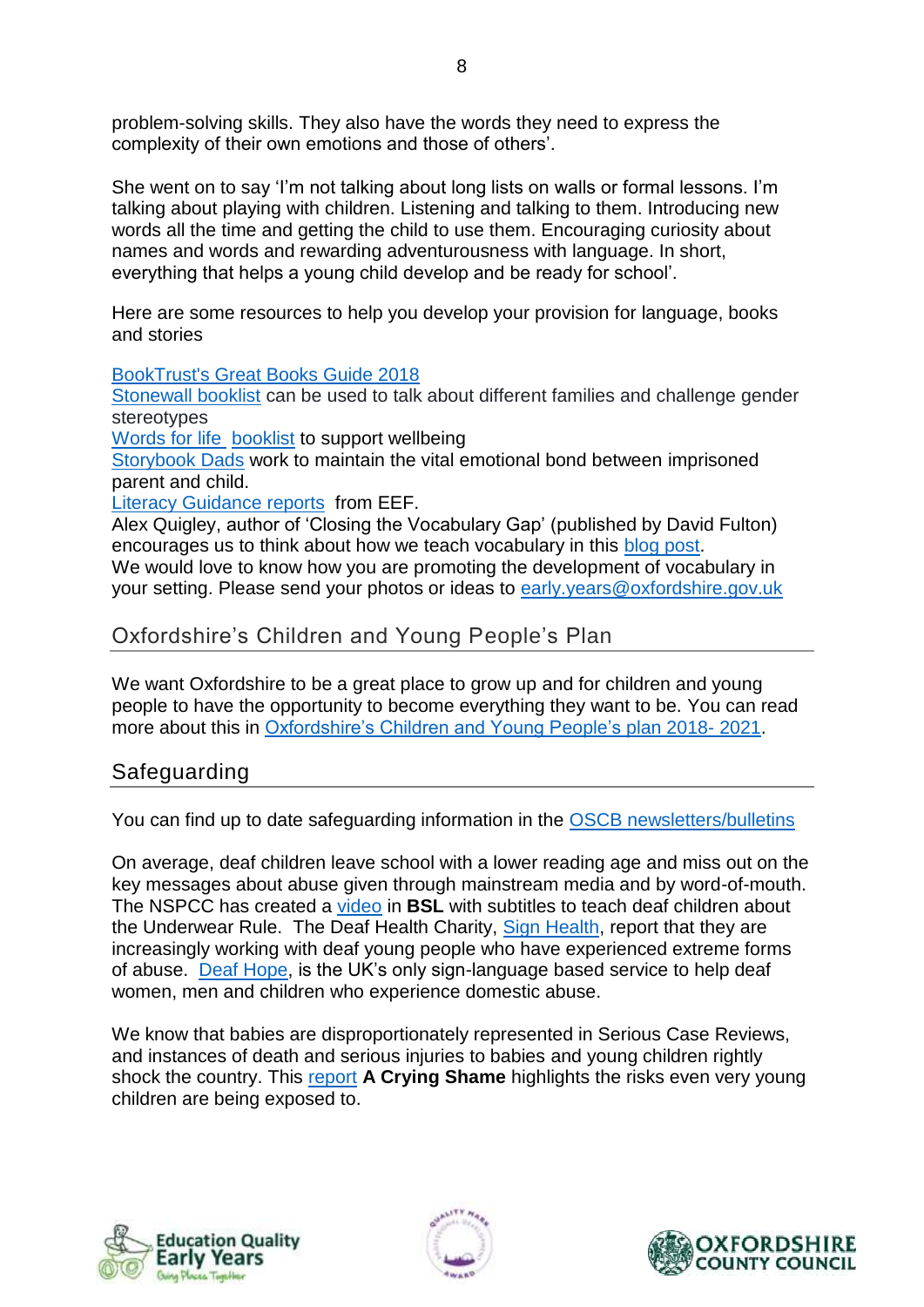problem-solving skills. They also have the words they need to express the complexity of their own emotions and those of others'.

She went on to say 'I'm not talking about long lists on walls or formal lessons. I'm talking about playing with children. Listening and talking to them. Introducing new words all the time and getting the child to use them. Encouraging curiosity about names and words and rewarding adventurousness with language. In short, everything that helps a young child develop and be ready for school'.

Here are some resources to help you develop your provision for language, books and stories

BookTrust's Great Books Guide 2018
Stonewall booklist can be used to talk about different families and challenge gender stereotypes
Words for life booklist to support wellbeing
Storybook Dads work to maintain the vital emotional bond between imprisoned parent and child.
Literacy Guidance reports from EEF.
Alex Quigley, author of 'Closing the Vocabulary Gap' (published by David Fulton) encourages us to think about how we teach vocabulary in this blog post.
We would love to know how you are promoting the development of vocabulary in your setting. Please send your photos or ideas to early.years@oxfordshire.gov.uk

## Oxfordshire's Children and Young People's Plan

We want Oxfordshire to be a great place to grow up and for children and young people to have the opportunity to become everything they want to be. You can read more about this in Oxfordshire's Children and Young People's plan 2018- 2021.

## Safeguarding

You can find up to date safeguarding information in the OSCB newsletters/bulletins

On average, deaf children leave school with a lower reading age and miss out on the key messages about abuse given through mainstream media and by word-of-mouth. The NSPCC has created a video in **BSL** with subtitles to teach deaf children about the Underwear Rule. The Deaf Health Charity, Sign Health, report that they are increasingly working with deaf young people who have experienced extreme forms of abuse. Deaf Hope, is the UK's only sign-language based service to help deaf women, men and children who experience domestic abuse.

We know that babies are disproportionately represented in Serious Case Reviews, and instances of death and serious injuries to babies and young children rightly shock the country. This report **A Crying Shame** highlights the risks even very young children are being exposed to.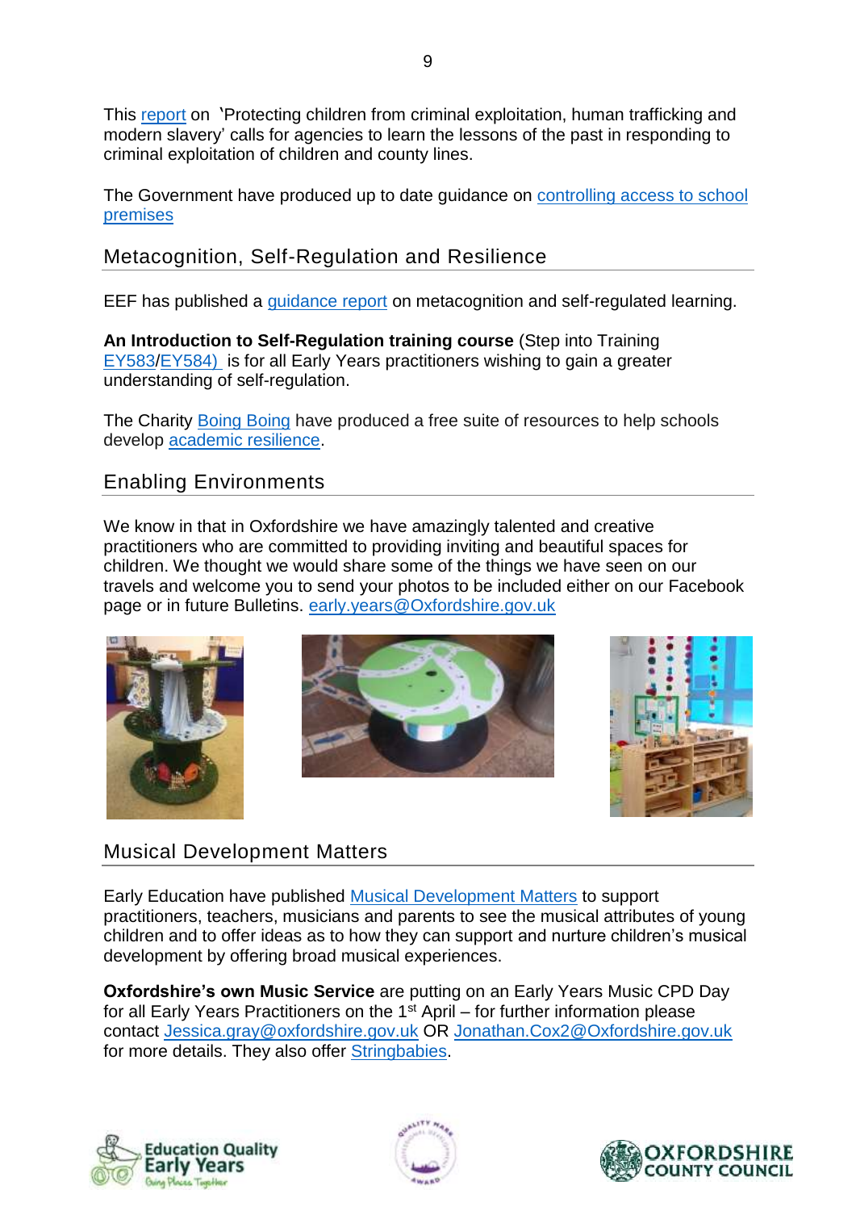This report on 'Protecting children from criminal exploitation, human trafficking and modern slavery' calls for agencies to learn the lessons of the past in responding to criminal exploitation of children and county lines.

The Government have produced up to date guidance on controlling access to school premises

## Metacognition, Self-Regulation and Resilience

EEF has published a guidance report on metacognition and self-regulated learning.

**An Introduction to Self-Regulation training course** (Step into Training EY583/EY584) is for all Early Years practitioners wishing to gain a greater understanding of self-regulation.

The Charity Boing Boing have produced a free suite of resources to help schools develop academic resilience.

## Enabling Environments

We know in that in Oxfordshire we have amazingly talented and creative practitioners who are committed to providing inviting and beautiful spaces for children. We thought we would share some of the things we have seen on our travels and welcome you to send your photos to be included either on our Facebook page or in future Bulletins. early.years@Oxfordshire.gov.uk

## Musical Development Matters

Early Education have published Musical Development Matters to support practitioners, teachers, musicians and parents to see the musical attributes of young children and to offer ideas as to how they can support and nurture children's musical development by offering broad musical experiences.

**Oxfordshire's own Music Service** are putting on an Early Years Music CPD Day for all Early Years Practitioners on the 1st April – for further information please contact Jessica.gray@oxfordshire.gov.uk OR Jonathan.Cox2@Oxfordshire.gov.uk for more details. They also offer Stringbabies.